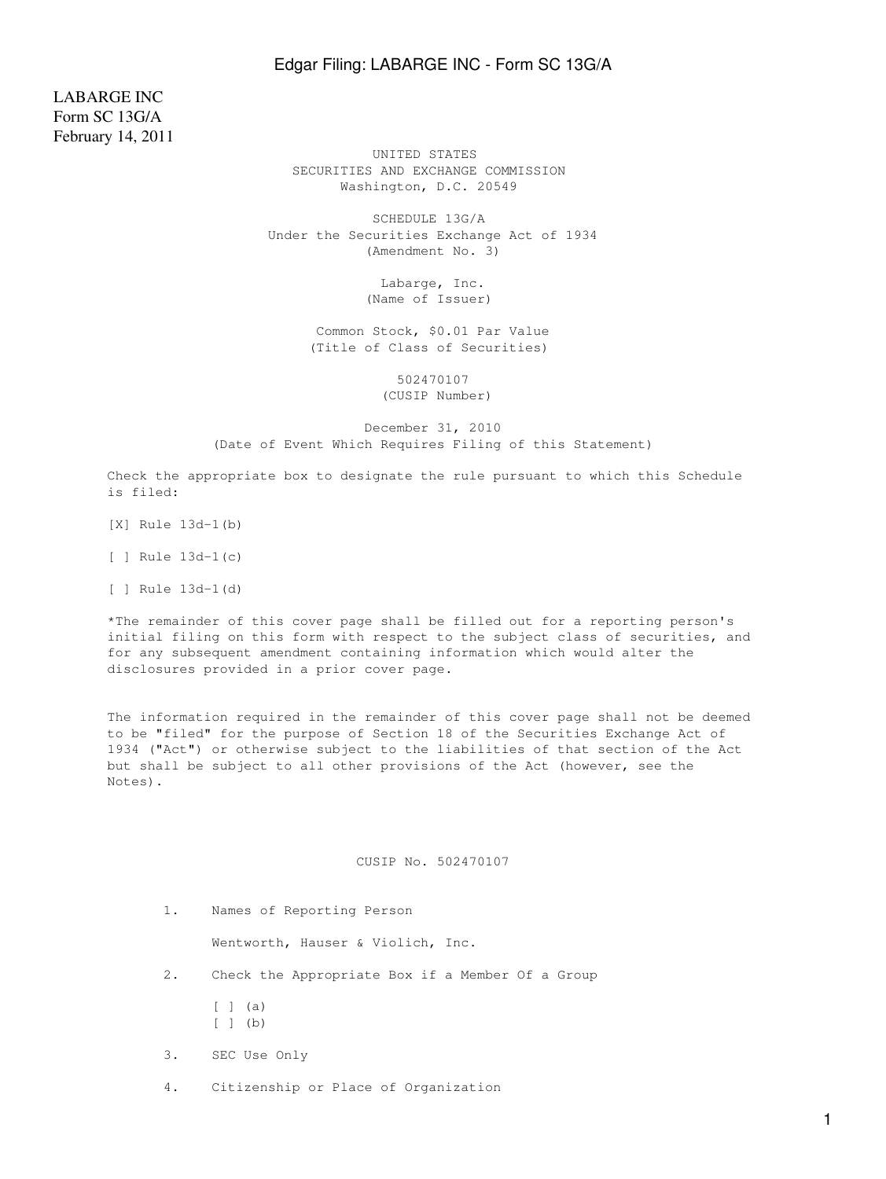LABARGE INC
Form SC 13G/A
February 14, 2011

UNITED STATES
SECURITIES AND EXCHANGE COMMISSION
Washington, D.C. 20549

SCHEDULE 13G/A
Under the Securities Exchange Act of 1934
(Amendment No. 3)

Labarge, Inc.
(Name of Issuer)

Common Stock, $0.01 Par Value
(Title of Class of Securities)

502470107
(CUSIP Number)

December 31, 2010
(Date of Event Which Requires Filing of this Statement)

Check the appropriate box to designate the rule pursuant to which this Schedule is filed:

[X] Rule 13d-1(b)

[ ] Rule 13d-1(c)

[ ] Rule 13d-1(d)

*The remainder of this cover page shall be filled out for a reporting person's initial filing on this form with respect to the subject class of securities, and for any subsequent amendment containing information which would alter the disclosures provided in a prior cover page.

The information required in the remainder of this cover page shall not be deemed to be "filed" for the purpose of Section 18 of the Securities Exchange Act of 1934 ("Act") or otherwise subject to the liabilities of that section of the Act but shall be subject to all other provisions of the Act (however, see the Notes).

CUSIP No. 502470107

1. Names of Reporting Person

   Wentworth, Hauser & Violich, Inc.

2. Check the Appropriate Box if a Member Of a Group

   [ ] (a)
   [ ] (b)

3. SEC Use Only

4. Citizenship or Place of Organization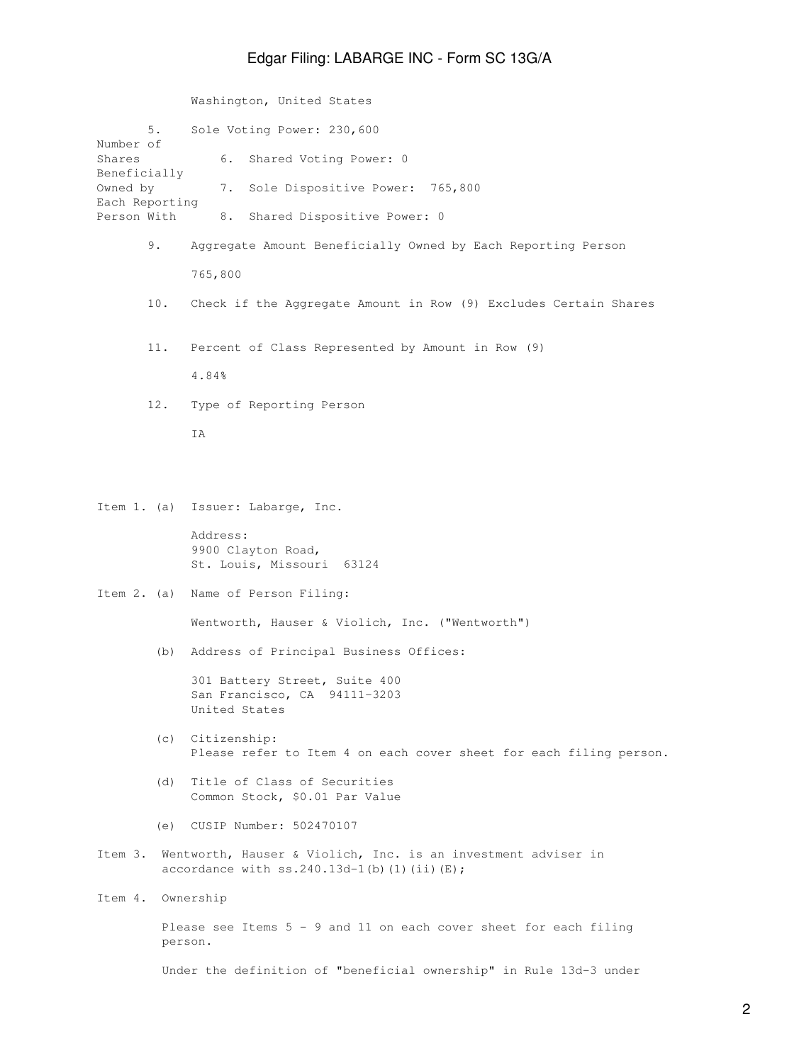Washington, United States

| | |
|---|---|
| Number of Shares Beneficially Owned by Each Reporting Person With | 5. Sole Voting Power: 230,600 |
| | 6. Shared Voting Power: 0 |
| | 7. Sole Dispositive Power: 765,800 |
| | 8. Shared Dispositive Power: 0 |

9. Aggregate Amount Beneficially Owned by Each Reporting Person

   765,800

10. Check if the Aggregate Amount in Row (9) Excludes Certain Shares

11. Percent of Class Represented by Amount in Row (9)

    4.84%

12. Type of Reporting Person

    IA

Item 1. (a) Issuer: Labarge, Inc.

Address:
9900 Clayton Road,
St. Louis, Missouri 63124

Item 2. (a) Name of Person Filing:

Wentworth, Hauser & Violich, Inc. ("Wentworth")

(b) Address of Principal Business Offices:

301 Battery Street, Suite 400
San Francisco, CA 94111-3203
United States

(c) Citizenship:
Please refer to Item 4 on each cover sheet for each filing person.

(d) Title of Class of Securities
Common Stock, $0.01 Par Value

(e) CUSIP Number: 502470107

Item 3. Wentworth, Hauser & Violich, Inc. is an investment adviser in accordance with ss.240.13d-1(b)(1)(ii)(E);

Item 4. Ownership

Please see Items 5 - 9 and 11 on each cover sheet for each filing person.

Under the definition of "beneficial ownership" in Rule 13d-3 under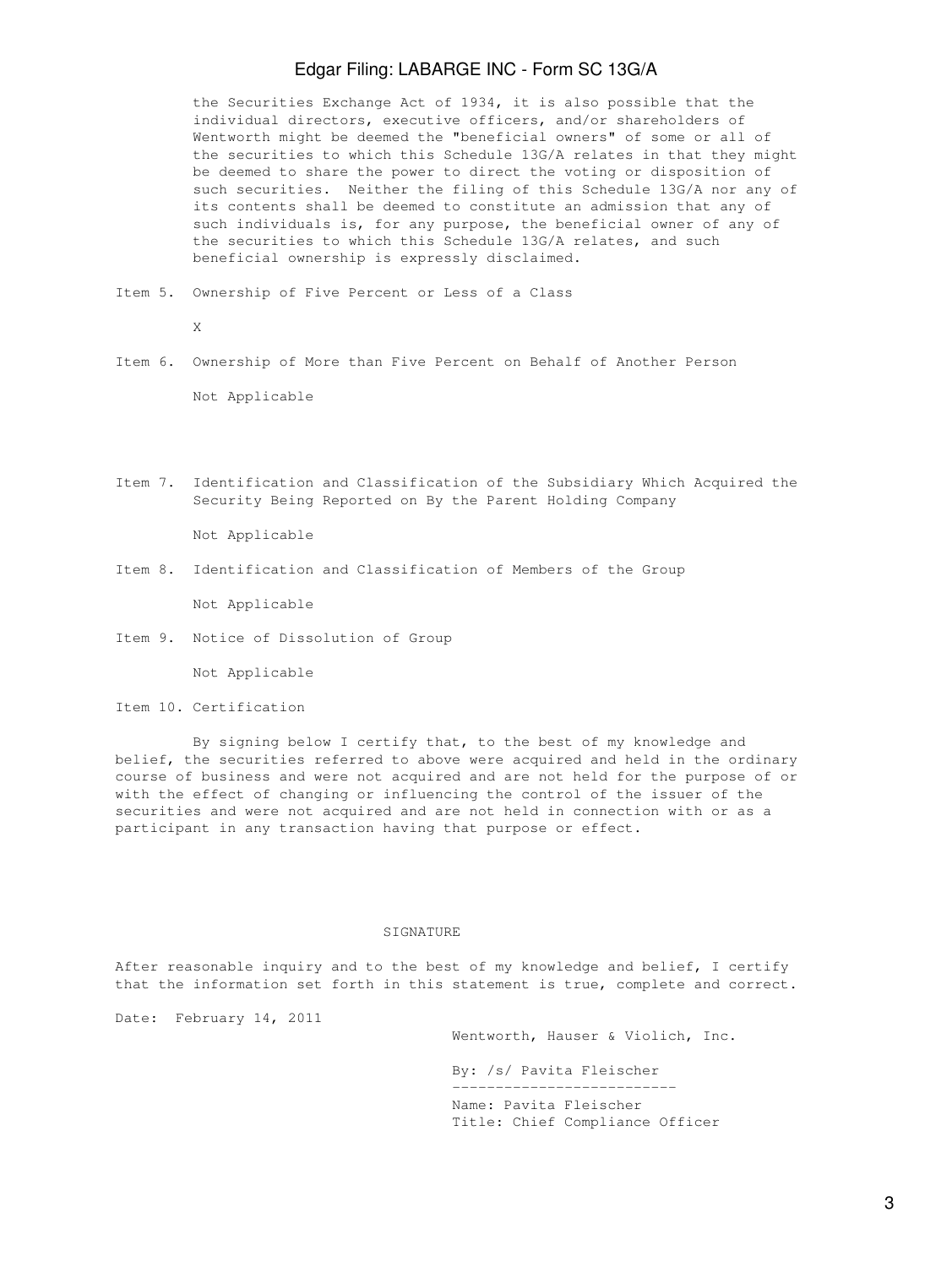the Securities Exchange Act of 1934, it is also possible that the individual directors, executive officers, and/or shareholders of Wentworth might be deemed the "beneficial owners" of some or all of the securities to which this Schedule 13G/A relates in that they might be deemed to share the power to direct the voting or disposition of such securities. Neither the filing of this Schedule 13G/A nor any of its contents shall be deemed to constitute an admission that any of such individuals is, for any purpose, the beneficial owner of any of the securities to which this Schedule 13G/A relates, and such beneficial ownership is expressly disclaimed.

Item 5. Ownership of Five Percent or Less of a Class

X

Item 6. Ownership of More than Five Percent on Behalf of Another Person

Not Applicable

Item 7. Identification and Classification of the Subsidiary Which Acquired the Security Being Reported on By the Parent Holding Company

Not Applicable

Item 8. Identification and Classification of Members of the Group

Not Applicable

Item 9. Notice of Dissolution of Group

Not Applicable

Item 10. Certification

By signing below I certify that, to the best of my knowledge and belief, the securities referred to above were acquired and held in the ordinary course of business and were not acquired and are not held for the purpose of or with the effect of changing or influencing the control of the issuer of the securities and were not acquired and are not held in connection with or as a participant in any transaction having that purpose or effect.

SIGNATURE

After reasonable inquiry and to the best of my knowledge and belief, I certify that the information set forth in this statement is true, complete and correct.

Date: February 14, 2011

Wentworth, Hauser & Violich, Inc.

By: /s/ Pavita Fleischer

Name: Pavita Fleischer

Title: Chief Compliance Officer